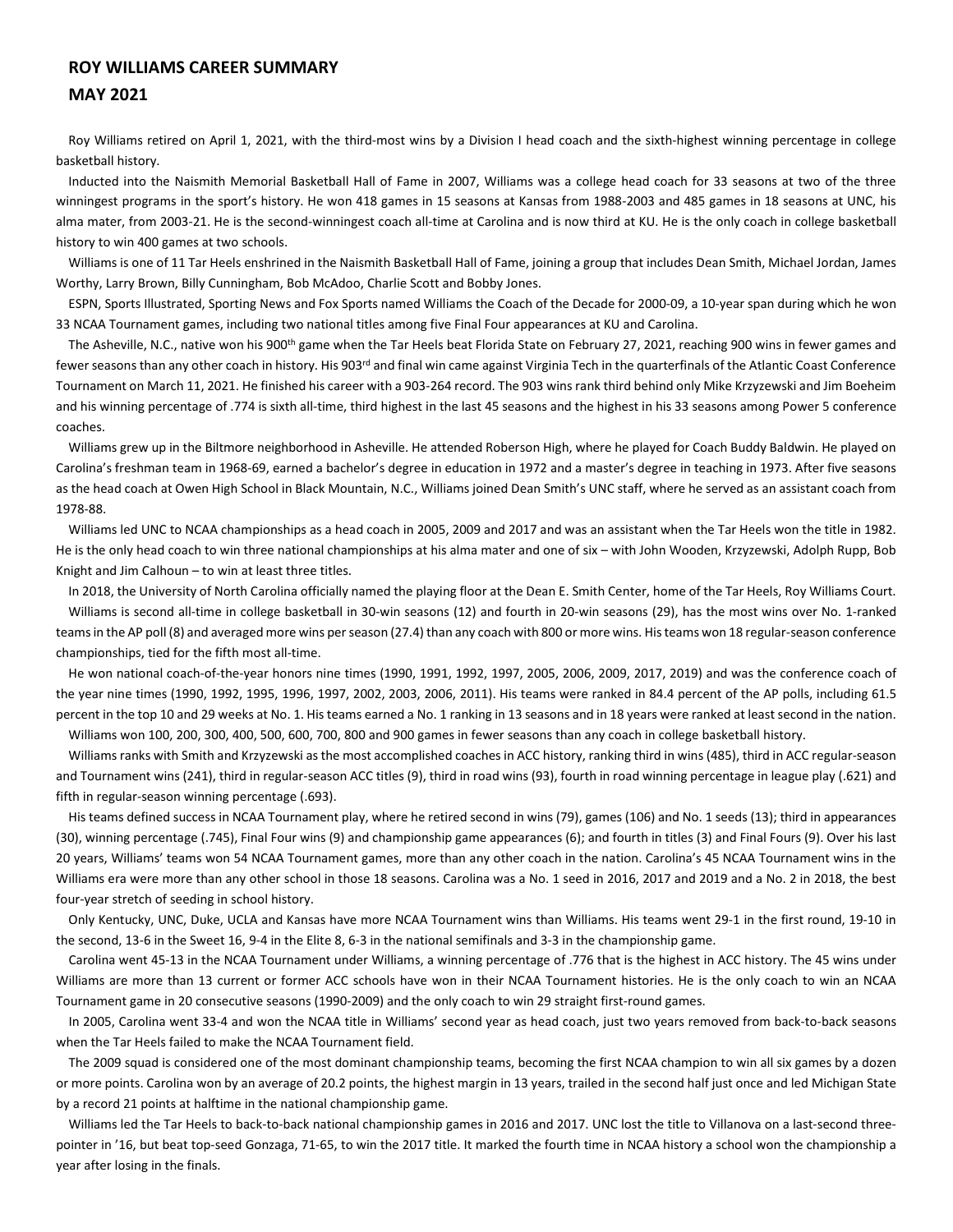# ROY WILLIAMS CAREER SUMMARY

## MAY 2021

Roy Williams retired on April 1, 2021, with the third-most wins by a Division I head coach and the sixth-highest winning percentage in college basketball history.

Inducted into the Naismith Memorial Basketball Hall of Fame in 2007, Williams was a college head coach for 33 seasons at two of the three winningest programs in the sport's history. He won 418 games in 15 seasons at Kansas from 1988-2003 and 485 games in 18 seasons at UNC, his alma mater, from 2003-21. He is the second-winningest coach all-time at Carolina and is now third at KU. He is the only coach in college basketball history to win 400 games at two schools.

Williams is one of 11 Tar Heels enshrined in the Naismith Basketball Hall of Fame, joining a group that includes Dean Smith, Michael Jordan, James Worthy, Larry Brown, Billy Cunningham, Bob McAdoo, Charlie Scott and Bobby Jones.

ESPN, Sports Illustrated, Sporting News and Fox Sports named Williams the Coach of the Decade for 2000-09, a 10-year span during which he won 33 NCAA Tournament games, including two national titles among five Final Four appearances at KU and Carolina.

The Asheville, N.C., native won his 900th game when the Tar Heels beat Florida State on February 27, 2021, reaching 900 wins in fewer games and fewer seasons than any other coach in history. His 903rd and final win came against Virginia Tech in the quarterfinals of the Atlantic Coast Conference Tournament on March 11, 2021. He finished his career with a 903-264 record. The 903 wins rank third behind only Mike Krzyzewski and Jim Boeheim and his winning percentage of .774 is sixth all-time, third highest in the last 45 seasons and the highest in his 33 seasons among Power 5 conference coaches.

Williams grew up in the Biltmore neighborhood in Asheville. He attended Roberson High, where he played for Coach Buddy Baldwin. He played on Carolina's freshman team in 1968-69, earned a bachelor's degree in education in 1972 and a master's degree in teaching in 1973. After five seasons as the head coach at Owen High School in Black Mountain, N.C., Williams joined Dean Smith's UNC staff, where he served as an assistant coach from 1978-88.

Williams led UNC to NCAA championships as a head coach in 2005, 2009 and 2017 and was an assistant when the Tar Heels won the title in 1982. He is the only head coach to win three national championships at his alma mater and one of six – with John Wooden, Krzyzewski, Adolph Rupp, Bob Knight and Jim Calhoun – to win at least three titles.

In 2018, the University of North Carolina officially named the playing floor at the Dean E. Smith Center, home of the Tar Heels, Roy Williams Court.

Williams is second all-time in college basketball in 30-win seasons (12) and fourth in 20-win seasons (29), has the most wins over No. 1-ranked teams in the AP poll (8) and averaged more wins per season (27.4) than any coach with 800 or more wins. His teams won 18 regular-season conference championships, tied for the fifth most all-time.

He won national coach-of-the-year honors nine times (1990, 1991, 1992, 1997, 2005, 2006, 2009, 2017, 2019) and was the conference coach of the year nine times (1990, 1992, 1995, 1996, 1997, 2002, 2003, 2006, 2011). His teams were ranked in 84.4 percent of the AP polls, including 61.5 percent in the top 10 and 29 weeks at No. 1. His teams earned a No. 1 ranking in 13 seasons and in 18 years were ranked at least second in the nation.

Williams won 100, 200, 300, 400, 500, 600, 700, 800 and 900 games in fewer seasons than any coach in college basketball history.

Williams ranks with Smith and Krzyzewski as the most accomplished coaches in ACC history, ranking third in wins (485), third in ACC regular-season and Tournament wins (241), third in regular-season ACC titles (9), third in road wins (93), fourth in road winning percentage in league play (.621) and fifth in regular-season winning percentage (.693).

His teams defined success in NCAA Tournament play, where he retired second in wins (79), games (106) and No. 1 seeds (13); third in appearances (30), winning percentage (.745), Final Four wins (9) and championship game appearances (6); and fourth in titles (3) and Final Fours (9). Over his last 20 years, Williams' teams won 54 NCAA Tournament games, more than any other coach in the nation. Carolina's 45 NCAA Tournament wins in the Williams era were more than any other school in those 18 seasons. Carolina was a No. 1 seed in 2016, 2017 and 2019 and a No. 2 in 2018, the best four-year stretch of seeding in school history.

Only Kentucky, UNC, Duke, UCLA and Kansas have more NCAA Tournament wins than Williams. His teams went 29-1 in the first round, 19-10 in the second, 13-6 in the Sweet 16, 9-4 in the Elite 8, 6-3 in the national semifinals and 3-3 in the championship game.

Carolina went 45-13 in the NCAA Tournament under Williams, a winning percentage of .776 that is the highest in ACC history. The 45 wins under Williams are more than 13 current or former ACC schools have won in their NCAA Tournament histories. He is the only coach to win an NCAA Tournament game in 20 consecutive seasons (1990-2009) and the only coach to win 29 straight first-round games.

In 2005, Carolina went 33-4 and won the NCAA title in Williams' second year as head coach, just two years removed from back-to-back seasons when the Tar Heels failed to make the NCAA Tournament field.

The 2009 squad is considered one of the most dominant championship teams, becoming the first NCAA champion to win all six games by a dozen or more points. Carolina won by an average of 20.2 points, the highest margin in 13 years, trailed in the second half just once and led Michigan State by a record 21 points at halftime in the national championship game.

Williams led the Tar Heels to back-to-back national championship games in 2016 and 2017. UNC lost the title to Villanova on a last-second three-pointer in '16, but beat top-seed Gonzaga, 71-65, to win the 2017 title. It marked the fourth time in NCAA history a school won the championship a year after losing in the finals.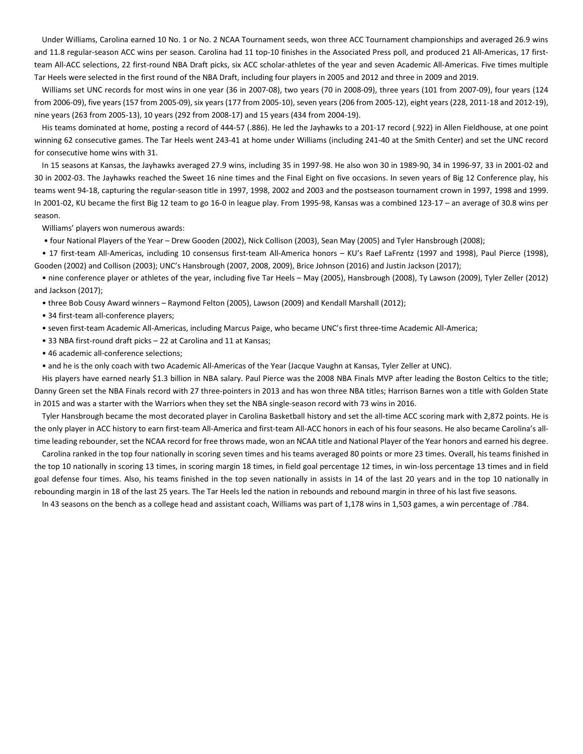Under Williams, Carolina earned 10 No. 1 or No. 2 NCAA Tournament seeds, won three ACC Tournament championships and averaged 26.9 wins and 11.8 regular-season ACC wins per season. Carolina had 11 top-10 finishes in the Associated Press poll, and produced 21 All-Americas, 17 first-team All-ACC selections, 22 first-round NBA Draft picks, six ACC scholar-athletes of the year and seven Academic All-Americas. Five times multiple Tar Heels were selected in the first round of the NBA Draft, including four players in 2005 and 2012 and three in 2009 and 2019.

Williams set UNC records for most wins in one year (36 in 2007-08), two years (70 in 2008-09), three years (101 from 2007-09), four years (124 from 2006-09), five years (157 from 2005-09), six years (177 from 2005-10), seven years (206 from 2005-12), eight years (228, 2011-18 and 2012-19), nine years (263 from 2005-13), 10 years (292 from 2008-17) and 15 years (434 from 2004-19).

His teams dominated at home, posting a record of 444-57 (.886). He led the Jayhawks to a 201-17 record (.922) in Allen Fieldhouse, at one point winning 62 consecutive games. The Tar Heels went 243-41 at home under Williams (including 241-40 at the Smith Center) and set the UNC record for consecutive home wins with 31.

In 15 seasons at Kansas, the Jayhawks averaged 27.9 wins, including 35 in 1997-98. He also won 30 in 1989-90, 34 in 1996-97, 33 in 2001-02 and 30 in 2002-03. The Jayhawks reached the Sweet 16 nine times and the Final Eight on five occasions. In seven years of Big 12 Conference play, his teams went 94-18, capturing the regular-season title in 1997, 1998, 2002 and 2003 and the postseason tournament crown in 1997, 1998 and 1999. In 2001-02, KU became the first Big 12 team to go 16-0 in league play. From 1995-98, Kansas was a combined 123-17 – an average of 30.8 wins per season.

Williams' players won numerous awards:

- four National Players of the Year – Drew Gooden (2002), Nick Collison (2003), Sean May (2005) and Tyler Hansbrough (2008);
- 17 first-team All-Americas, including 10 consensus first-team All-America honors – KU's Raef LaFrentz (1997 and 1998), Paul Pierce (1998), Gooden (2002) and Collison (2003); UNC's Hansbrough (2007, 2008, 2009), Brice Johnson (2016) and Justin Jackson (2017);
- nine conference player or athletes of the year, including five Tar Heels – May (2005), Hansbrough (2008), Ty Lawson (2009), Tyler Zeller (2012) and Jackson (2017);
- three Bob Cousy Award winners – Raymond Felton (2005), Lawson (2009) and Kendall Marshall (2012);
- 34 first-team all-conference players;
- seven first-team Academic All-Americas, including Marcus Paige, who became UNC's first three-time Academic All-America;
- 33 NBA first-round draft picks – 22 at Carolina and 11 at Kansas;
- 46 academic all-conference selections;
- and he is the only coach with two Academic All-Americas of the Year (Jacque Vaughn at Kansas, Tyler Zeller at UNC).

His players have earned nearly $1.3 billion in NBA salary. Paul Pierce was the 2008 NBA Finals MVP after leading the Boston Celtics to the title; Danny Green set the NBA Finals record with 27 three-pointers in 2013 and has won three NBA titles; Harrison Barnes won a title with Golden State in 2015 and was a starter with the Warriors when they set the NBA single-season record with 73 wins in 2016.

Tyler Hansbrough became the most decorated player in Carolina Basketball history and set the all-time ACC scoring mark with 2,872 points. He is the only player in ACC history to earn first-team All-America and first-team All-ACC honors in each of his four seasons. He also became Carolina's all-time leading rebounder, set the NCAA record for free throws made, won an NCAA title and National Player of the Year honors and earned his degree.

Carolina ranked in the top four nationally in scoring seven times and his teams averaged 80 points or more 23 times. Overall, his teams finished in the top 10 nationally in scoring 13 times, in scoring margin 18 times, in field goal percentage 12 times, in win-loss percentage 13 times and in field goal defense four times. Also, his teams finished in the top seven nationally in assists in 14 of the last 20 years and in the top 10 nationally in rebounding margin in 18 of the last 25 years. The Tar Heels led the nation in rebounds and rebound margin in three of his last five seasons.

In 43 seasons on the bench as a college head and assistant coach, Williams was part of 1,178 wins in 1,503 games, a win percentage of .784.